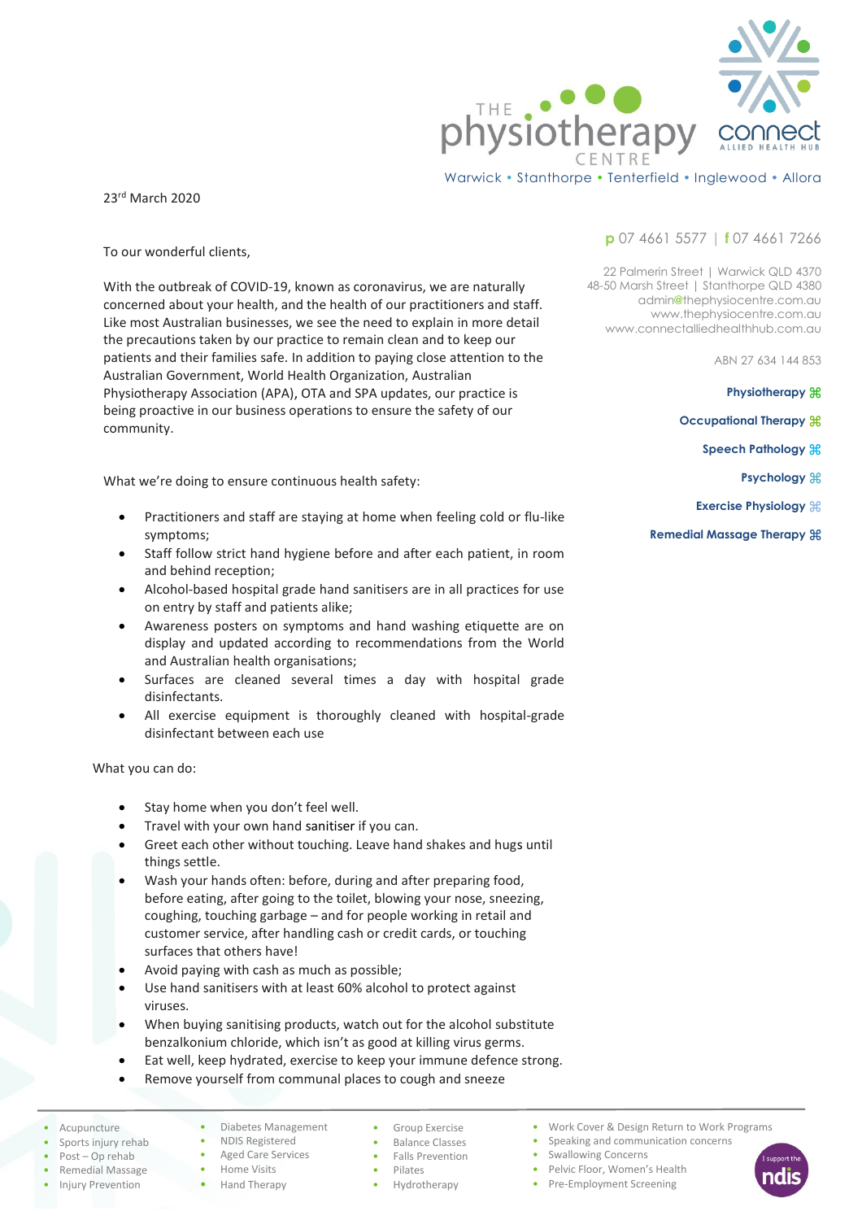THE physiotherapy CENTRE

connect ALLIED HEALTH HUB

Warwick • Stanthorpe • Tenterfield • Inglewood • Allora

p 07 4661 5577 | f 07 4661 7266

22 Palmerin Street | Warwick QLD 4370
48-50 Marsh Street | Stanthorpe QLD 4380
admin@thephysiocentre.com.au
www.thephysiocentre.com.au
www.connectalliedhealthhub.com.au

ABN 27 634 144 853

**Physiotherapy**
**Occupational Therapy**
**Speech Pathology**
**Psychology**
**Exercise Physiology**
**Remedial Massage Therapy**

23rd March 2020

To our wonderful clients,

With the outbreak of COVID-19, known as coronavirus, we are naturally concerned about your health, and the health of our practitioners and staff. Like most Australian businesses, we see the need to explain in more detail the precautions taken by our practice to remain clean and to keep our patients and their families safe. In addition to paying close attention to the Australian Government, World Health Organization, Australian Physiotherapy Association (APA), OTA and SPA updates, our practice is being proactive in our business operations to ensure the safety of our community.

What we're doing to ensure continuous health safety:

- Practitioners and staff are staying at home when feeling cold or flu-like symptoms;
- Staff follow strict hand hygiene before and after each patient, in room and behind reception;
- Alcohol-based hospital grade hand sanitisers are in all practices for use on entry by staff and patients alike;
- Awareness posters on symptoms and hand washing etiquette are on display and updated according to recommendations from the World and Australian health organisations;
- Surfaces are cleaned several times a day with hospital grade disinfectants.
- All exercise equipment is thoroughly cleaned with hospital-grade disinfectant between each use

What you can do:

- Stay home when you don't feel well.
- Travel with your own hand sanitiser if you can.
- Greet each other without touching. Leave hand shakes and hugs until things settle.
- Wash your hands often: before, during and after preparing food, before eating, after going to the toilet, blowing your nose, sneezing, coughing, touching garbage – and for people working in retail and customer service, after handling cash or credit cards, or touching surfaces that others have!
- Avoid paying with cash as much as possible;
- Use hand sanitisers with at least 60% alcohol to protect against viruses.
- When buying sanitising products, watch out for the alcohol substitute benzalkonium chloride, which isn't as good at killing virus germs.
- Eat well, keep hydrated, exercise to keep your immune defence strong.
- Remove yourself from communal places to cough and sneeze

- Acupuncture
- Sports injury rehab
- Post – Op rehab
- Remedial Massage
- Injury Prevention
- Diabetes Management
- NDIS Registered
- Aged Care Services
- Home Visits
- Hand Therapy
- Group Exercise
- Balance Classes
- Falls Prevention
- Pilates
- Hydrotherapy
- Work Cover & Design Return to Work Programs
- Speaking and communication concerns
- Swallowing Concerns
- Pelvic Floor, Women's Health
- Pre-Employment Screening

I support the ndis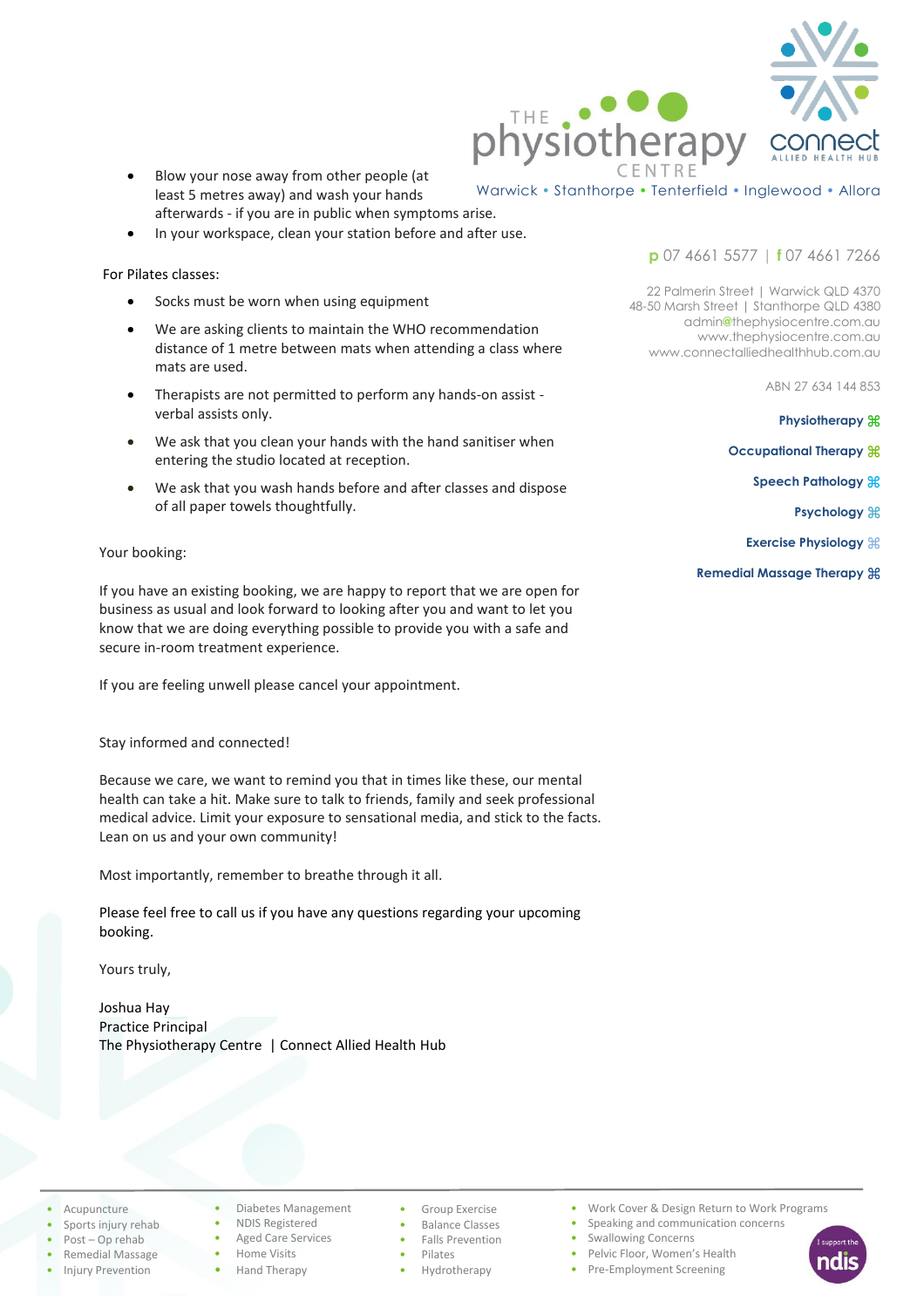THE physiotherapy CENTRE

connect ALLIED HEALTH HUB

Warwick • Stanthorpe • Tenterfield • Inglewood • Allora

- Blow your nose away from other people (at least 5 metres away) and wash your hands afterwards - if you are in public when symptoms arise.
- In your workspace, clean your station before and after use.

For Pilates classes:

- Socks must be worn when using equipment
- We are asking clients to maintain the WHO recommendation distance of 1 metre between mats when attending a class where mats are used.
- Therapists are not permitted to perform any hands-on assist - verbal assists only.
- We ask that you clean your hands with the hand sanitiser when entering the studio located at reception.
- We ask that you wash hands before and after classes and dispose of all paper towels thoughtfully.

Your booking:

If you have an existing booking, we are happy to report that we are open for business as usual and look forward to looking after you and want to let you know that we are doing everything possible to provide you with a safe and secure in-room treatment experience.

If you are feeling unwell please cancel your appointment.

Stay informed and connected!

Because we care, we want to remind you that in times like these, our mental health can take a hit. Make sure to talk to friends, family and seek professional medical advice. Limit your exposure to sensational media, and stick to the facts. Lean on us and your own community!

Most importantly, remember to breathe through it all.

Please feel free to call us if you have any questions regarding your upcoming booking.

Yours truly,

Joshua Hay
Practice Principal
The Physiotherapy Centre | Connect Allied Health Hub

p 07 4661 5577 | f 07 4661 7266

22 Palmerin Street | Warwick QLD 4370
48-50 Marsh Street | Stanthorpe QLD 4380
admin@thephysiocentre.com.au
www.thephysiocentre.com.au
www.connectalliedhealthhub.com.au

ABN 27 634 144 853

Physiotherapy ⌘
Occupational Therapy ⌘
Speech Pathology ⌘
Psychology ⌘
Exercise Physiology ⌘
Remedial Massage Therapy ⌘

- Acupuncture
- Sports injury rehab
- Post – Op rehab
- Remedial Massage
- Injury Prevention
- Diabetes Management
- NDIS Registered
- Aged Care Services
- Home Visits
- Hand Therapy
- Group Exercise
- Balance Classes
- Falls Prevention
- Pilates
- Hydrotherapy
- Work Cover & Design Return to Work Programs
- Speaking and communication concerns
- Swallowing Concerns
- Pelvic Floor, Women's Health
- Pre-Employment Screening

I support the ndis